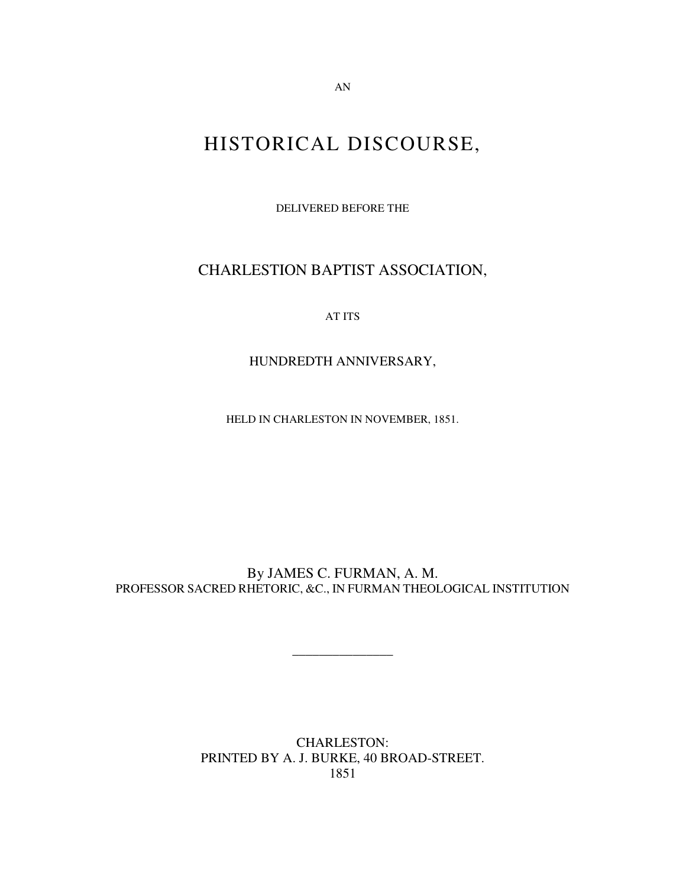AN

# HISTORICAL DISCOURSE,

DELIVERED BEFORE THE

## CHARLESTION BAPTIST ASSOCIATION,

AT ITS

HUNDREDTH ANNIVERSARY,

HELD IN CHARLESTON IN NOVEMBER, 1851.

By JAMES C. FURMAN, A. M.
PROFESSOR SACRED RHETORIC, &C., IN FURMAN THEOLOGICAL INSTITUTION

---

CHARLESTON:
PRINTED BY A. J. BURKE, 40 BROAD-STREET.
1851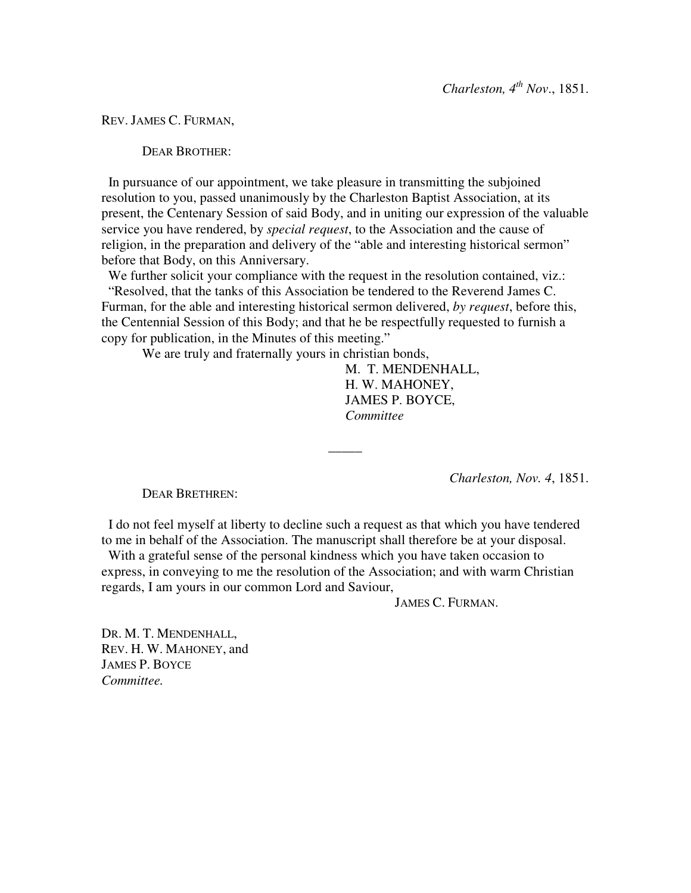*Charleston, 4th Nov*., 1851.

REV. JAMES C. FURMAN,

DEAR BROTHER:

In pursuance of our appointment, we take pleasure in transmitting the subjoined resolution to you, passed unanimously by the Charleston Baptist Association, at its present, the Centenary Session of said Body, and in uniting our expression of the valuable service you have rendered, by *special request*, to the Association and the cause of religion, in the preparation and delivery of the "able and interesting historical sermon" before that Body, on this Anniversary.

We further solicit your compliance with the request in the resolution contained, viz.:

"Resolved, that the tanks of this Association be tendered to the Reverend James C. Furman, for the able and interesting historical sermon delivered, *by request*, before this, the Centennial Session of this Body; and that he be respectfully requested to furnish a copy for publication, in the Minutes of this meeting."

We are truly and fraternally yours in christian bonds,

M. T. MENDENHALL,
H. W. MAHONEY,
JAMES P. BOYCE,
*Committee*

_____

*Charleston, Nov. 4*, 1851.

DEAR BRETHREN:

I do not feel myself at liberty to decline such a request as that which you have tendered to me in behalf of the Association. The manuscript shall therefore be at your disposal.

With a grateful sense of the personal kindness which you have taken occasion to express, in conveying to me the resolution of the Association; and with warm Christian regards, I am yours in our common Lord and Saviour,

JAMES C. FURMAN.

DR. M. T. MENDENHALL,
REV. H. W. MAHONEY, and
JAMES P. BOYCE
*Committee.*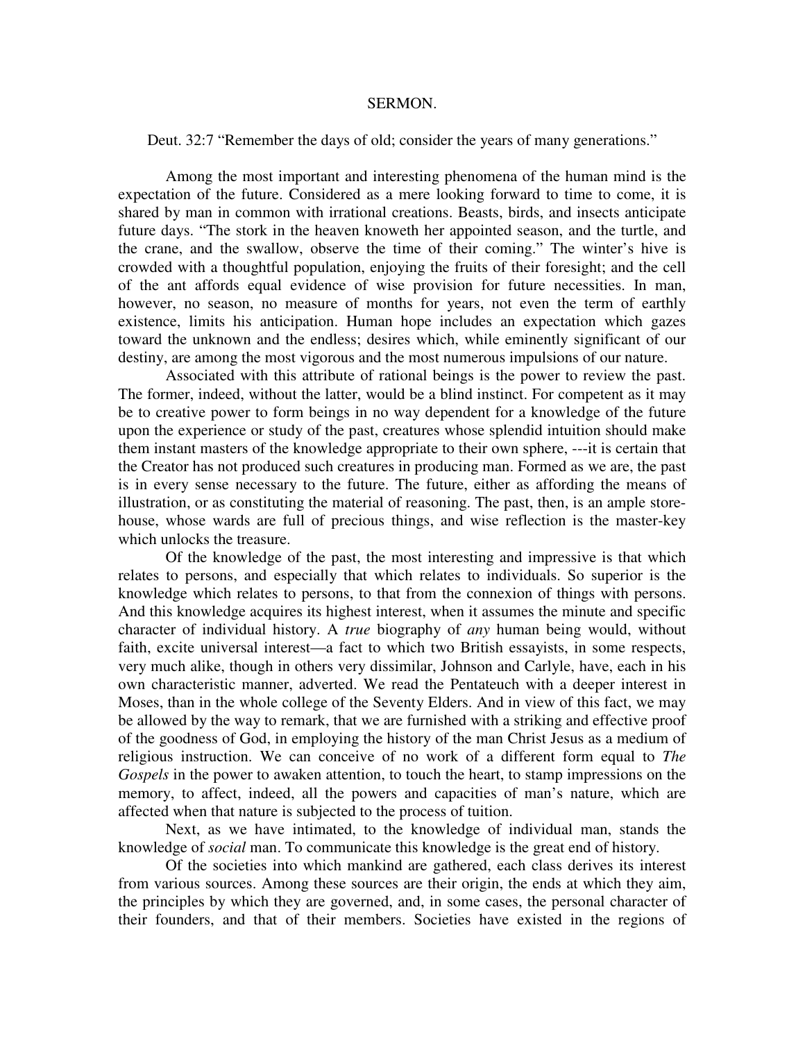# SERMON.

Deut. 32:7 "Remember the days of old; consider the years of many generations."

Among the most important and interesting phenomena of the human mind is the expectation of the future. Considered as a mere looking forward to time to come, it is shared by man in common with irrational creations. Beasts, birds, and insects anticipate future days. "The stork in the heaven knoweth her appointed season, and the turtle, and the crane, and the swallow, observe the time of their coming." The winter's hive is crowded with a thoughtful population, enjoying the fruits of their foresight; and the cell of the ant affords equal evidence of wise provision for future necessities. In man, however, no season, no measure of months for years, not even the term of earthly existence, limits his anticipation. Human hope includes an expectation which gazes toward the unknown and the endless; desires which, while eminently significant of our destiny, are among the most vigorous and the most numerous impulsions of our nature.

Associated with this attribute of rational beings is the power to review the past. The former, indeed, without the latter, would be a blind instinct. For competent as it may be to creative power to form beings in no way dependent for a knowledge of the future upon the experience or study of the past, creatures whose splendid intuition should make them instant masters of the knowledge appropriate to their own sphere, ---it is certain that the Creator has not produced such creatures in producing man. Formed as we are, the past is in every sense necessary to the future. The future, either as affording the means of illustration, or as constituting the material of reasoning. The past, then, is an ample store-house, whose wards are full of precious things, and wise reflection is the master-key which unlocks the treasure.

Of the knowledge of the past, the most interesting and impressive is that which relates to persons, and especially that which relates to individuals. So superior is the knowledge which relates to persons, to that from the connexion of things with persons. And this knowledge acquires its highest interest, when it assumes the minute and specific character of individual history. A *true* biography of *any* human being would, without faith, excite universal interest—a fact to which two British essayists, in some respects, very much alike, though in others very dissimilar, Johnson and Carlyle, have, each in his own characteristic manner, adverted. We read the Pentateuch with a deeper interest in Moses, than in the whole college of the Seventy Elders. And in view of this fact, we may be allowed by the way to remark, that we are furnished with a striking and effective proof of the goodness of God, in employing the history of the man Christ Jesus as a medium of religious instruction. We can conceive of no work of a different form equal to *The Gospels* in the power to awaken attention, to touch the heart, to stamp impressions on the memory, to affect, indeed, all the powers and capacities of man's nature, which are affected when that nature is subjected to the process of tuition.

Next, as we have intimated, to the knowledge of individual man, stands the knowledge of *social* man. To communicate this knowledge is the great end of history.

Of the societies into which mankind are gathered, each class derives its interest from various sources. Among these sources are their origin, the ends at which they aim, the principles by which they are governed, and, in some cases, the personal character of their founders, and that of their members. Societies have existed in the regions of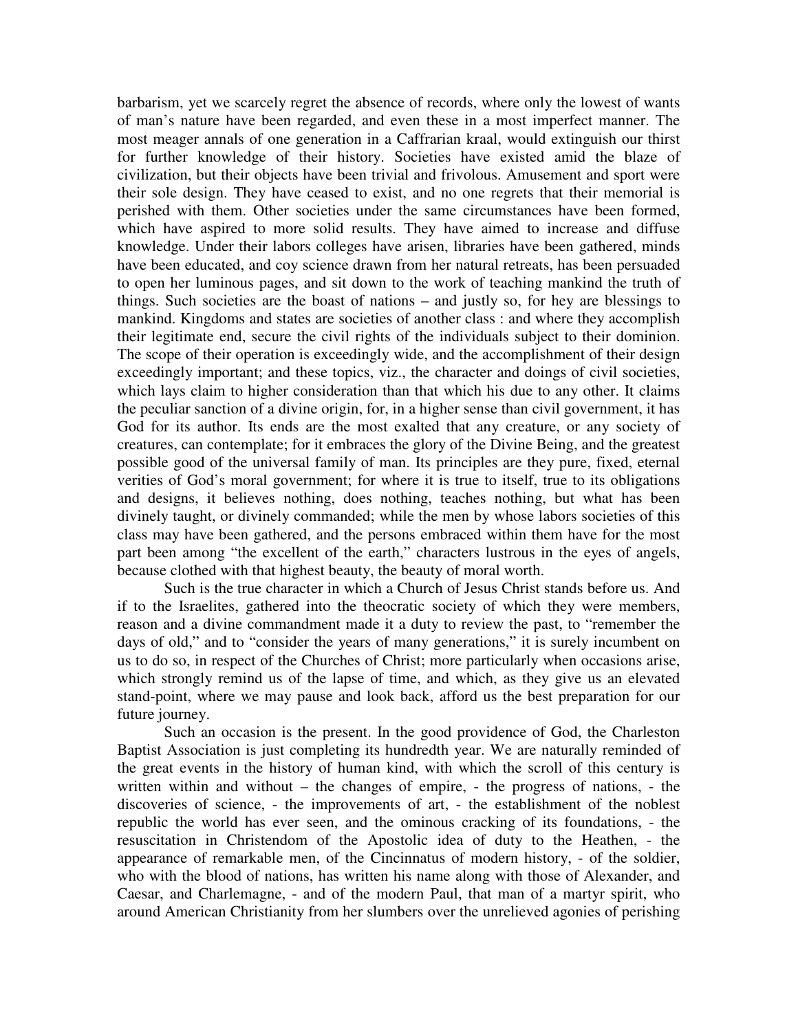barbarism, yet we scarcely regret the absence of records, where only the lowest of wants of man's nature have been regarded, and even these in a most imperfect manner. The most meager annals of one generation in a Caffrarian kraal, would extinguish our thirst for further knowledge of their history. Societies have existed amid the blaze of civilization, but their objects have been trivial and frivolous. Amusement and sport were their sole design. They have ceased to exist, and no one regrets that their memorial is perished with them. Other societies under the same circumstances have been formed, which have aspired to more solid results. They have aimed to increase and diffuse knowledge. Under their labors colleges have arisen, libraries have been gathered, minds have been educated, and coy science drawn from her natural retreats, has been persuaded to open her luminous pages, and sit down to the work of teaching mankind the truth of things. Such societies are the boast of nations – and justly so, for hey are blessings to mankind. Kingdoms and states are societies of another class : and where they accomplish their legitimate end, secure the civil rights of the individuals subject to their dominion. The scope of their operation is exceedingly wide, and the accomplishment of their design exceedingly important; and these topics, viz., the character and doings of civil societies, which lays claim to higher consideration than that which his due to any other. It claims the peculiar sanction of a divine origin, for, in a higher sense than civil government, it has God for its author. Its ends are the most exalted that any creature, or any society of creatures, can contemplate; for it embraces the glory of the Divine Being, and the greatest possible good of the universal family of man. Its principles are they pure, fixed, eternal verities of God's moral government; for where it is true to itself, true to its obligations and designs, it believes nothing, does nothing, teaches nothing, but what has been divinely taught, or divinely commanded; while the men by whose labors societies of this class may have been gathered, and the persons embraced within them have for the most part been among "the excellent of the earth," characters lustrous in the eyes of angels, because clothed with that highest beauty, the beauty of moral worth.

Such is the true character in which a Church of Jesus Christ stands before us. And if to the Israelites, gathered into the theocratic society of which they were members, reason and a divine commandment made it a duty to review the past, to "remember the days of old," and to "consider the years of many generations," it is surely incumbent on us to do so, in respect of the Churches of Christ; more particularly when occasions arise, which strongly remind us of the lapse of time, and which, as they give us an elevated stand-point, where we may pause and look back, afford us the best preparation for our future journey.

Such an occasion is the present. In the good providence of God, the Charleston Baptist Association is just completing its hundredth year. We are naturally reminded of the great events in the history of human kind, with which the scroll of this century is written within and without – the changes of empire, - the progress of nations, - the discoveries of science, - the improvements of art, - the establishment of the noblest republic the world has ever seen, and the ominous cracking of its foundations, - the resuscitation in Christendom of the Apostolic idea of duty to the Heathen, - the appearance of remarkable men, of the Cincinnatus of modern history, - of the soldier, who with the blood of nations, has written his name along with those of Alexander, and Caesar, and Charlemagne, - and of the modern Paul, that man of a martyr spirit, who around American Christianity from her slumbers over the unrelieved agonies of perishing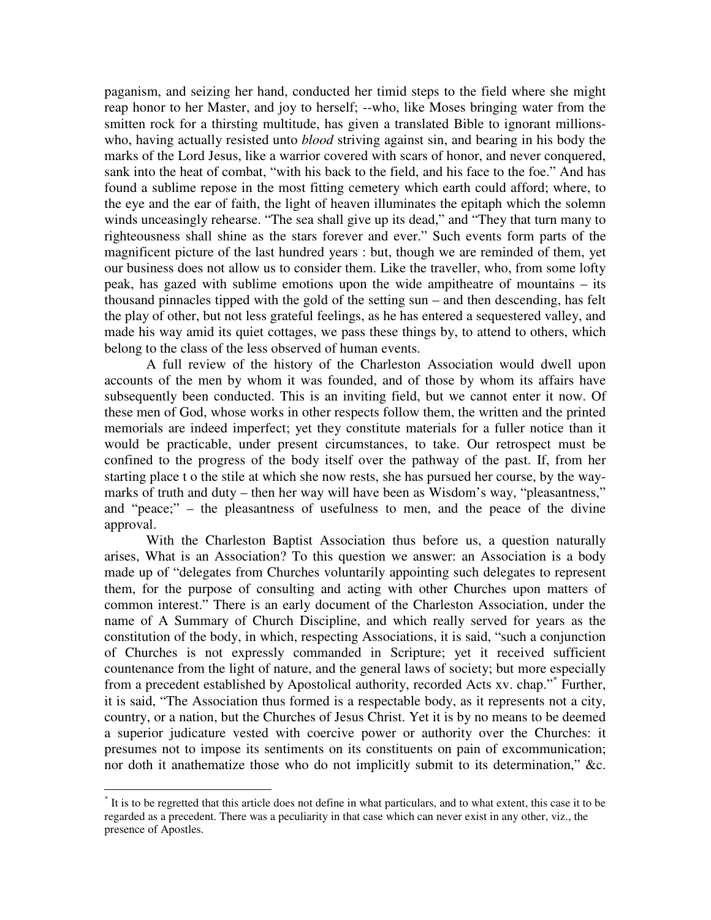paganism, and seizing her hand, conducted her timid steps to the field where she might reap honor to her Master, and joy to herself; --who, like Moses bringing water from the smitten rock for a thirsting multitude, has given a translated Bible to ignorant millions- who, having actually resisted unto *blood* striving against sin, and bearing in his body the marks of the Lord Jesus, like a warrior covered with scars of honor, and never conquered, sank into the heat of combat, "with his back to the field, and his face to the foe." And has found a sublime repose in the most fitting cemetery which earth could afford; where, to the eye and the ear of faith, the light of heaven illuminates the epitaph which the solemn winds unceasingly rehearse. "The sea shall give up its dead," and "They that turn many to righteousness shall shine as the stars forever and ever." Such events form parts of the magnificent picture of the last hundred years : but, though we are reminded of them, yet our business does not allow us to consider them. Like the traveller, who, from some lofty peak, has gazed with sublime emotions upon the wide ampitheatre of mountains – its thousand pinnacles tipped with the gold of the setting sun – and then descending, has felt the play of other, but not less grateful feelings, as he has entered a sequestered valley, and made his way amid its quiet cottages, we pass these things by, to attend to others, which belong to the class of the less observed of human events.

A full review of the history of the Charleston Association would dwell upon accounts of the men by whom it was founded, and of those by whom its affairs have subsequently been conducted. This is an inviting field, but we cannot enter it now. Of these men of God, whose works in other respects follow them, the written and the printed memorials are indeed imperfect; yet they constitute materials for a fuller notice than it would be practicable, under present circumstances, to take. Our retrospect must be confined to the progress of the body itself over the pathway of the past. If, from her starting place t o the stile at which she now rests, she has pursued her course, by the way-marks of truth and duty – then her way will have been as Wisdom's way, "pleasantness," and "peace;" – the pleasantness of usefulness to men, and the peace of the divine approval.

With the Charleston Baptist Association thus before us, a question naturally arises, What is an Association? To this question we answer: an Association is a body made up of "delegates from Churches voluntarily appointing such delegates to represent them, for the purpose of consulting and acting with other Churches upon matters of common interest." There is an early document of the Charleston Association, under the name of A Summary of Church Discipline, and which really served for years as the constitution of the body, in which, respecting Associations, it is said, "such a conjunction of Churches is not expressly commanded in Scripture; yet it received sufficient countenance from the light of nature, and the general laws of society; but more especially from a precedent established by Apostolical authority, recorded Acts xv. chap."[*] Further, it is said, "The Association thus formed is a respectable body, as it represents not a city, country, or a nation, but the Churches of Jesus Christ. Yet it is by no means to be deemed a superior judicature vested with coercive power or authority over the Churches: it presumes not to impose its sentiments on its constituents on pain of excommunication; nor doth it anathematize those who do not implicitly submit to its determination," &c.

[*] It is to be regretted that this article does not define in what particulars, and to what extent, this case it to be regarded as a precedent. There was a peculiarity in that case which can never exist in any other, viz., the presence of Apostles.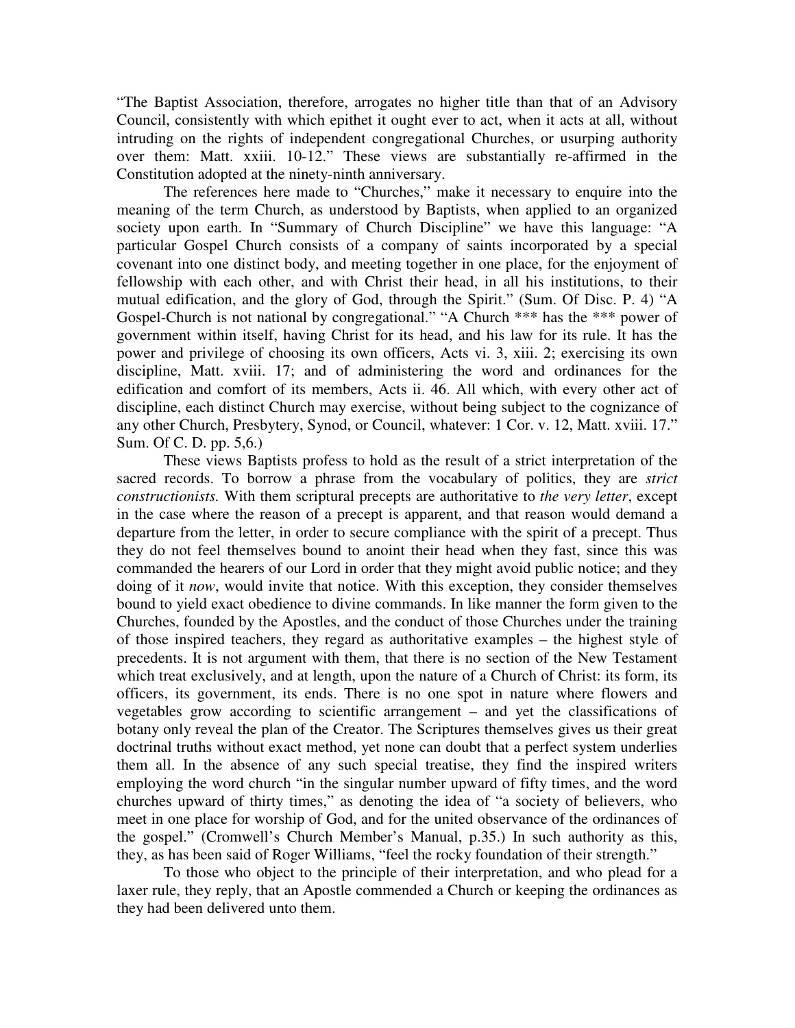"The Baptist Association, therefore, arrogates no higher title than that of an Advisory Council, consistently with which epithet it ought ever to act, when it acts at all, without intruding on the rights of independent congregational Churches, or usurping authority over them: Matt. xxiii. 10-12." These views are substantially re-affirmed in the Constitution adopted at the ninety-ninth anniversary.

The references here made to "Churches," make it necessary to enquire into the meaning of the term Church, as understood by Baptists, when applied to an organized society upon earth. In "Summary of Church Discipline" we have this language: "A particular Gospel Church consists of a company of saints incorporated by a special covenant into one distinct body, and meeting together in one place, for the enjoyment of fellowship with each other, and with Christ their head, in all his institutions, to their mutual edification, and the glory of God, through the Spirit." (Sum. Of Disc. P. 4) "A Gospel-Church is not national by congregational." "A Church *** has the *** power of government within itself, having Christ for its head, and his law for its rule. It has the power and privilege of choosing its own officers, Acts vi. 3, xiii. 2; exercising its own discipline, Matt. xviii. 17; and of administering the word and ordinances for the edification and comfort of its members, Acts ii. 46. All which, with every other act of discipline, each distinct Church may exercise, without being subject to the cognizance of any other Church, Presbytery, Synod, or Council, whatever: 1 Cor. v. 12, Matt. xviii. 17." Sum. Of C. D. pp. 5,6.)

These views Baptists profess to hold as the result of a strict interpretation of the sacred records. To borrow a phrase from the vocabulary of politics, they are *strict constructionists.* With them scriptural precepts are authoritative to *the very letter*, except in the case where the reason of a precept is apparent, and that reason would demand a departure from the letter, in order to secure compliance with the spirit of a precept. Thus they do not feel themselves bound to anoint their head when they fast, since this was commanded the hearers of our Lord in order that they might avoid public notice; and they doing of it *now*, would invite that notice. With this exception, they consider themselves bound to yield exact obedience to divine commands. In like manner the form given to the Churches, founded by the Apostles, and the conduct of those Churches under the training of those inspired teachers, they regard as authoritative examples – the highest style of precedents. It is not argument with them, that there is no section of the New Testament which treat exclusively, and at length, upon the nature of a Church of Christ: its form, its officers, its government, its ends. There is no one spot in nature where flowers and vegetables grow according to scientific arrangement – and yet the classifications of botany only reveal the plan of the Creator. The Scriptures themselves gives us their great doctrinal truths without exact method, yet none can doubt that a perfect system underlies them all. In the absence of any such special treatise, they find the inspired writers employing the word church "in the singular number upward of fifty times, and the word churches upward of thirty times," as denoting the idea of "a society of believers, who meet in one place for worship of God, and for the united observance of the ordinances of the gospel." (Cromwell's Church Member's Manual, p.35.) In such authority as this, they, as has been said of Roger Williams, "feel the rocky foundation of their strength."

To those who object to the principle of their interpretation, and who plead for a laxer rule, they reply, that an Apostle commended a Church or keeping the ordinances as they had been delivered unto them.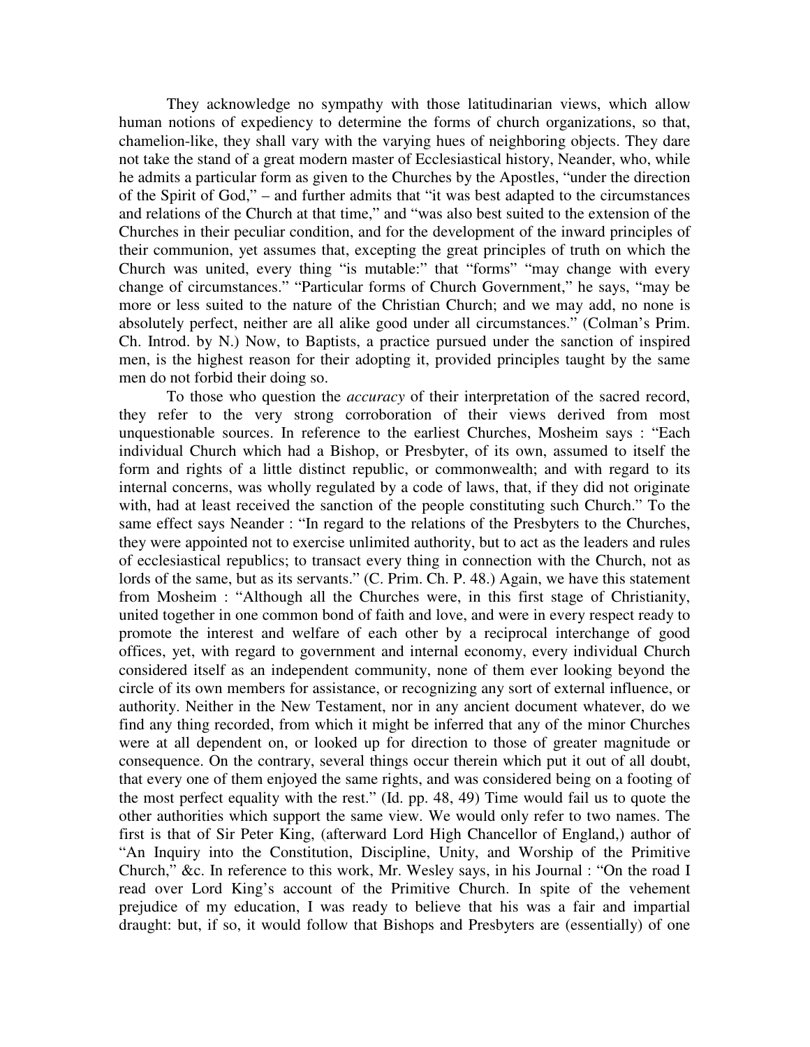They acknowledge no sympathy with those latitudinarian views, which allow human notions of expediency to determine the forms of church organizations, so that, chamelion-like, they shall vary with the varying hues of neighboring objects. They dare not take the stand of a great modern master of Ecclesiastical history, Neander, who, while he admits a particular form as given to the Churches by the Apostles, "under the direction of the Spirit of God," – and further admits that "it was best adapted to the circumstances and relations of the Church at that time," and "was also best suited to the extension of the Churches in their peculiar condition, and for the development of the inward principles of their communion, yet assumes that, excepting the great principles of truth on which the Church was united, every thing "is mutable:" that "forms" "may change with every change of circumstances." "Particular forms of Church Government," he says, "may be more or less suited to the nature of the Christian Church; and we may add, no none is absolutely perfect, neither are all alike good under all circumstances." (Colman's Prim. Ch. Introd. by N.) Now, to Baptists, a practice pursued under the sanction of inspired men, is the highest reason for their adopting it, provided principles taught by the same men do not forbid their doing so.

To those who question the *accuracy* of their interpretation of the sacred record, they refer to the very strong corroboration of their views derived from most unquestionable sources. In reference to the earliest Churches, Mosheim says : "Each individual Church which had a Bishop, or Presbyter, of its own, assumed to itself the form and rights of a little distinct republic, or commonwealth; and with regard to its internal concerns, was wholly regulated by a code of laws, that, if they did not originate with, had at least received the sanction of the people constituting such Church." To the same effect says Neander : "In regard to the relations of the Presbyters to the Churches, they were appointed not to exercise unlimited authority, but to act as the leaders and rules of ecclesiastical republics; to transact every thing in connection with the Church, not as lords of the same, but as its servants." (C. Prim. Ch. P. 48.) Again, we have this statement from Mosheim : "Although all the Churches were, in this first stage of Christianity, united together in one common bond of faith and love, and were in every respect ready to promote the interest and welfare of each other by a reciprocal interchange of good offices, yet, with regard to government and internal economy, every individual Church considered itself as an independent community, none of them ever looking beyond the circle of its own members for assistance, or recognizing any sort of external influence, or authority. Neither in the New Testament, nor in any ancient document whatever, do we find any thing recorded, from which it might be inferred that any of the minor Churches were at all dependent on, or looked up for direction to those of greater magnitude or consequence. On the contrary, several things occur therein which put it out of all doubt, that every one of them enjoyed the same rights, and was considered being on a footing of the most perfect equality with the rest." (Id. pp. 48, 49) Time would fail us to quote the other authorities which support the same view. We would only refer to two names. The first is that of Sir Peter King, (afterward Lord High Chancellor of England,) author of "An Inquiry into the Constitution, Discipline, Unity, and Worship of the Primitive Church," &c. In reference to this work, Mr. Wesley says, in his Journal : "On the road I read over Lord King's account of the Primitive Church. In spite of the vehement prejudice of my education, I was ready to believe that his was a fair and impartial draught: but, if so, it would follow that Bishops and Presbyters are (essentially) of one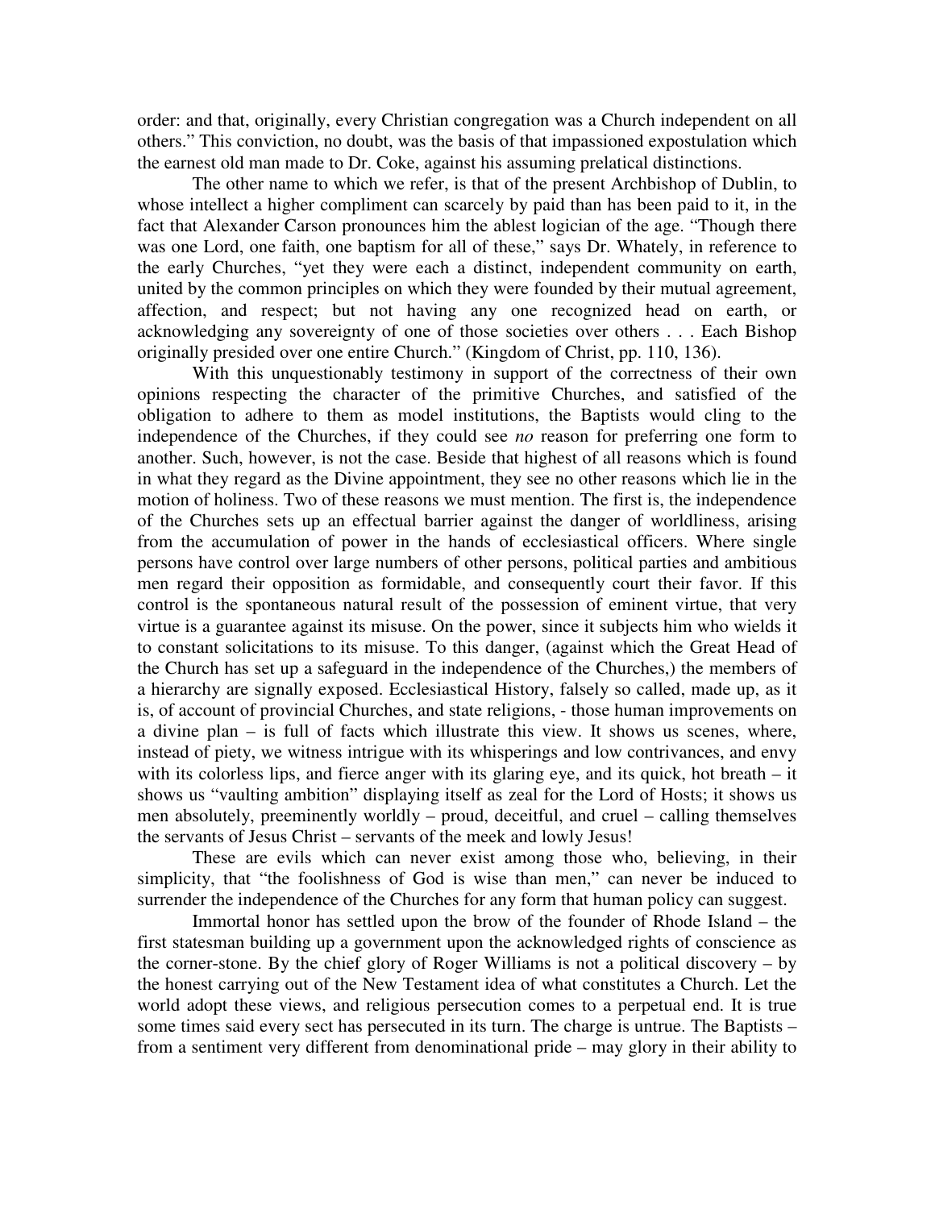order: and that, originally, every Christian congregation was a Church independent on all others." This conviction, no doubt, was the basis of that impassioned expostulation which the earnest old man made to Dr. Coke, against his assuming prelatical distinctions.

The other name to which we refer, is that of the present Archbishop of Dublin, to whose intellect a higher compliment can scarcely by paid than has been paid to it, in the fact that Alexander Carson pronounces him the ablest logician of the age. "Though there was one Lord, one faith, one baptism for all of these," says Dr. Whately, in reference to the early Churches, "yet they were each a distinct, independent community on earth, united by the common principles on which they were founded by their mutual agreement, affection, and respect; but not having any one recognized head on earth, or acknowledging any sovereignty of one of those societies over others . . . Each Bishop originally presided over one entire Church." (Kingdom of Christ, pp. 110, 136).

With this unquestionably testimony in support of the correctness of their own opinions respecting the character of the primitive Churches, and satisfied of the obligation to adhere to them as model institutions, the Baptists would cling to the independence of the Churches, if they could see *no* reason for preferring one form to another. Such, however, is not the case. Beside that highest of all reasons which is found in what they regard as the Divine appointment, they see no other reasons which lie in the motion of holiness. Two of these reasons we must mention. The first is, the independence of the Churches sets up an effectual barrier against the danger of worldliness, arising from the accumulation of power in the hands of ecclesiastical officers. Where single persons have control over large numbers of other persons, political parties and ambitious men regard their opposition as formidable, and consequently court their favor. If this control is the spontaneous natural result of the possession of eminent virtue, that very virtue is a guarantee against its misuse. On the power, since it subjects him who wields it to constant solicitations to its misuse. To this danger, (against which the Great Head of the Church has set up a safeguard in the independence of the Churches,) the members of a hierarchy are signally exposed. Ecclesiastical History, falsely so called, made up, as it is, of account of provincial Churches, and state religions, - those human improvements on a divine plan – is full of facts which illustrate this view. It shows us scenes, where, instead of piety, we witness intrigue with its whisperings and low contrivances, and envy with its colorless lips, and fierce anger with its glaring eye, and its quick, hot breath – it shows us "vaulting ambition" displaying itself as zeal for the Lord of Hosts; it shows us men absolutely, preeminently worldly – proud, deceitful, and cruel – calling themselves the servants of Jesus Christ – servants of the meek and lowly Jesus!

These are evils which can never exist among those who, believing, in their simplicity, that "the foolishness of God is wise than men," can never be induced to surrender the independence of the Churches for any form that human policy can suggest.

Immortal honor has settled upon the brow of the founder of Rhode Island – the first statesman building up a government upon the acknowledged rights of conscience as the corner-stone. By the chief glory of Roger Williams is not a political discovery – by the honest carrying out of the New Testament idea of what constitutes a Church. Let the world adopt these views, and religious persecution comes to a perpetual end. It is true some times said every sect has persecuted in its turn. The charge is untrue. The Baptists – from a sentiment very different from denominational pride – may glory in their ability to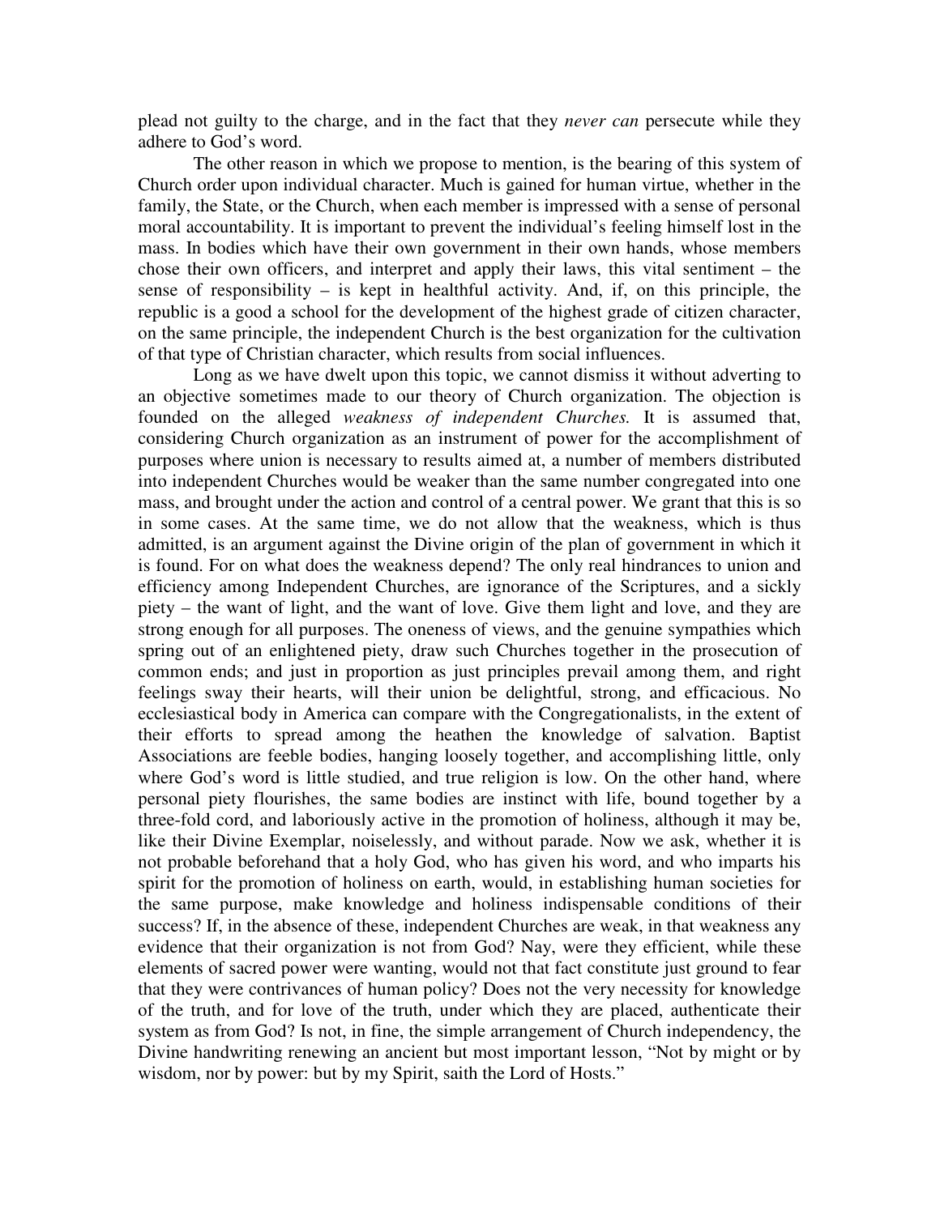plead not guilty to the charge, and in the fact that they *never can* persecute while they adhere to God's word.

The other reason in which we propose to mention, is the bearing of this system of Church order upon individual character. Much is gained for human virtue, whether in the family, the State, or the Church, when each member is impressed with a sense of personal moral accountability. It is important to prevent the individual's feeling himself lost in the mass. In bodies which have their own government in their own hands, whose members chose their own officers, and interpret and apply their laws, this vital sentiment – the sense of responsibility – is kept in healthful activity. And, if, on this principle, the republic is a good a school for the development of the highest grade of citizen character, on the same principle, the independent Church is the best organization for the cultivation of that type of Christian character, which results from social influences.

Long as we have dwelt upon this topic, we cannot dismiss it without adverting to an objective sometimes made to our theory of Church organization. The objection is founded on the alleged *weakness of independent Churches.* It is assumed that, considering Church organization as an instrument of power for the accomplishment of purposes where union is necessary to results aimed at, a number of members distributed into independent Churches would be weaker than the same number congregated into one mass, and brought under the action and control of a central power. We grant that this is so in some cases. At the same time, we do not allow that the weakness, which is thus admitted, is an argument against the Divine origin of the plan of government in which it is found. For on what does the weakness depend? The only real hindrances to union and efficiency among Independent Churches, are ignorance of the Scriptures, and a sickly piety – the want of light, and the want of love. Give them light and love, and they are strong enough for all purposes. The oneness of views, and the genuine sympathies which spring out of an enlightened piety, draw such Churches together in the prosecution of common ends; and just in proportion as just principles prevail among them, and right feelings sway their hearts, will their union be delightful, strong, and efficacious. No ecclesiastical body in America can compare with the Congregationalists, in the extent of their efforts to spread among the heathen the knowledge of salvation. Baptist Associations are feeble bodies, hanging loosely together, and accomplishing little, only where God's word is little studied, and true religion is low. On the other hand, where personal piety flourishes, the same bodies are instinct with life, bound together by a three-fold cord, and laboriously active in the promotion of holiness, although it may be, like their Divine Exemplar, noiselessly, and without parade. Now we ask, whether it is not probable beforehand that a holy God, who has given his word, and who imparts his spirit for the promotion of holiness on earth, would, in establishing human societies for the same purpose, make knowledge and holiness indispensable conditions of their success? If, in the absence of these, independent Churches are weak, in that weakness any evidence that their organization is not from God? Nay, were they efficient, while these elements of sacred power were wanting, would not that fact constitute just ground to fear that they were contrivances of human policy? Does not the very necessity for knowledge of the truth, and for love of the truth, under which they are placed, authenticate their system as from God? Is not, in fine, the simple arrangement of Church independency, the Divine handwriting renewing an ancient but most important lesson, "Not by might or by wisdom, nor by power: but by my Spirit, saith the Lord of Hosts."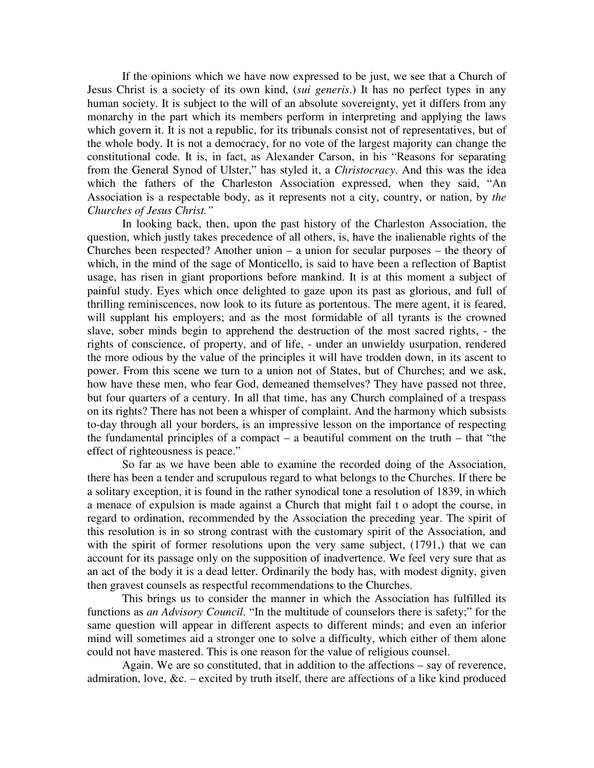If the opinions which we have now expressed to be just, we see that a Church of Jesus Christ is a society of its own kind, (*sui generis*.) It has no perfect types in any human society. It is subject to the will of an absolute sovereignty, yet it differs from any monarchy in the part which its members perform in interpreting and applying the laws which govern it. It is not a republic, for its tribunals consist not of representatives, but of the whole body. It is not a democracy, for no vote of the largest majority can change the constitutional code. It is, in fact, as Alexander Carson, in his "Reasons for separating from the General Synod of Ulster," has styled it, a *Christocracy*. And this was the idea which the fathers of the Charleston Association expressed, when they said, "An Association is a respectable body, as it represents not a city, country, or nation, by *the Churches of Jesus Christ."*

In looking back, then, upon the past history of the Charleston Association, the question, which justly takes precedence of all others, is, have the inalienable rights of the Churches been respected? Another union – a union for secular purposes – the theory of which, in the mind of the sage of Monticello, is said to have been a reflection of Baptist usage, has risen in giant proportions before mankind. It is at this moment a subject of painful study. Eyes which once delighted to gaze upon its past as glorious, and full of thrilling reminiscences, now look to its future as portentous. The mere agent, it is feared, will supplant his employers; and as the most formidable of all tyrants is the crowned slave, sober minds begin to apprehend the destruction of the most sacred rights, - the rights of conscience, of property, and of life, - under an unwieldy usurpation, rendered the more odious by the value of the principles it will have trodden down, in its ascent to power. From this scene we turn to a union not of States, but of Churches; and we ask, how have these men, who fear God, demeaned themselves? They have passed not three, but four quarters of a century. In all that time, has any Church complained of a trespass on its rights? There has not been a whisper of complaint. And the harmony which subsists to-day through all your borders, is an impressive lesson on the importance of respecting the fundamental principles of a compact – a beautiful comment on the truth – that "the effect of righteousness is peace."

So far as we have been able to examine the recorded doing of the Association, there has been a tender and scrupulous regard to what belongs to the Churches. If there be a solitary exception, it is found in the rather synodical tone a resolution of 1839, in which a menace of expulsion is made against a Church that might fail t o adopt the course, in regard to ordination, recommended by the Association the preceding year. The spirit of this resolution is in so strong contrast with the customary spirit of the Association, and with the spirit of former resolutions upon the very same subject, (1791,) that we can account for its passage only on the supposition of inadvertence. We feel very sure that as an act of the body it is a dead letter. Ordinarily the body has, with modest dignity, given then gravest counsels as respectful recommendations to the Churches.

This brings us to consider the manner in which the Association has fulfilled its functions as *an Advisory Council*. "In the multitude of counselors there is safety;" for the same question will appear in different aspects to different minds; and even an inferior mind will sometimes aid a stronger one to solve a difficulty, which either of them alone could not have mastered. This is one reason for the value of religious counsel.

Again. We are so constituted, that in addition to the affections – say of reverence, admiration, love, &c. – excited by truth itself, there are affections of a like kind produced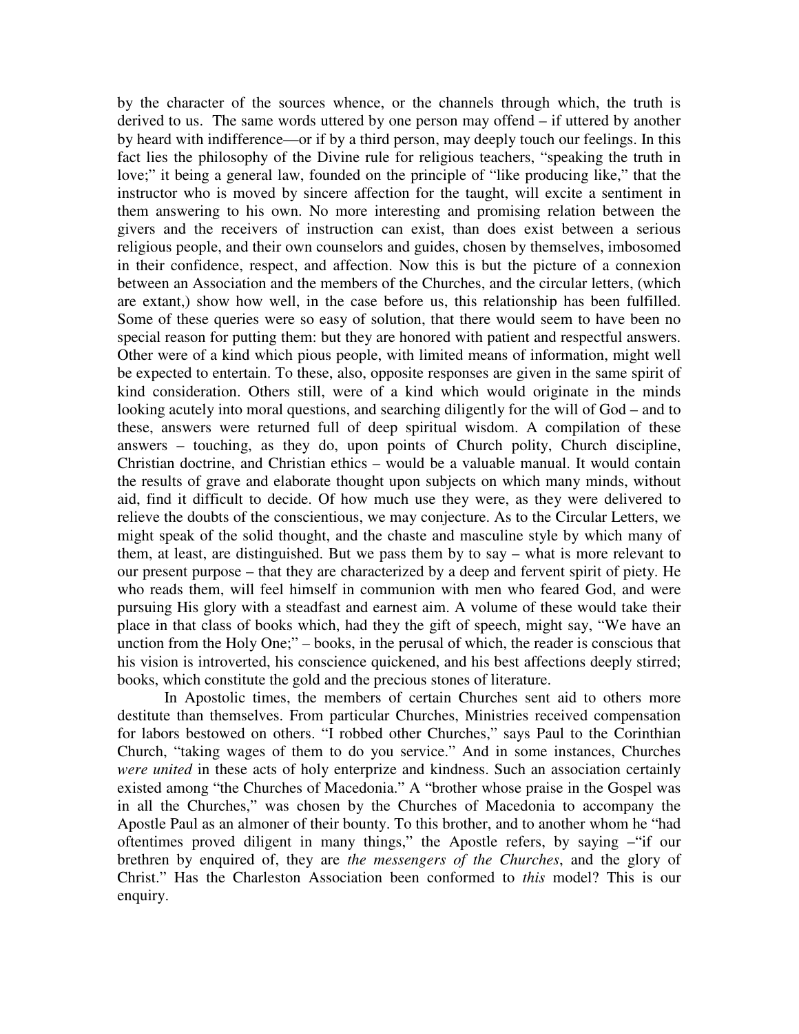by the character of the sources whence, or the channels through which, the truth is derived to us. The same words uttered by one person may offend – if uttered by another by heard with indifference—or if by a third person, may deeply touch our feelings. In this fact lies the philosophy of the Divine rule for religious teachers, "speaking the truth in love;" it being a general law, founded on the principle of "like producing like," that the instructor who is moved by sincere affection for the taught, will excite a sentiment in them answering to his own. No more interesting and promising relation between the givers and the receivers of instruction can exist, than does exist between a serious religious people, and their own counselors and guides, chosen by themselves, imbosomed in their confidence, respect, and affection. Now this is but the picture of a connexion between an Association and the members of the Churches, and the circular letters, (which are extant,) show how well, in the case before us, this relationship has been fulfilled. Some of these queries were so easy of solution, that there would seem to have been no special reason for putting them: but they are honored with patient and respectful answers. Other were of a kind which pious people, with limited means of information, might well be expected to entertain. To these, also, opposite responses are given in the same spirit of kind consideration. Others still, were of a kind which would originate in the minds looking acutely into moral questions, and searching diligently for the will of God – and to these, answers were returned full of deep spiritual wisdom. A compilation of these answers – touching, as they do, upon points of Church polity, Church discipline, Christian doctrine, and Christian ethics – would be a valuable manual. It would contain the results of grave and elaborate thought upon subjects on which many minds, without aid, find it difficult to decide. Of how much use they were, as they were delivered to relieve the doubts of the conscientious, we may conjecture. As to the Circular Letters, we might speak of the solid thought, and the chaste and masculine style by which many of them, at least, are distinguished. But we pass them by to say – what is more relevant to our present purpose – that they are characterized by a deep and fervent spirit of piety. He who reads them, will feel himself in communion with men who feared God, and were pursuing His glory with a steadfast and earnest aim. A volume of these would take their place in that class of books which, had they the gift of speech, might say, "We have an unction from the Holy One;" – books, in the perusal of which, the reader is conscious that his vision is introverted, his conscience quickened, and his best affections deeply stirred; books, which constitute the gold and the precious stones of literature.

In Apostolic times, the members of certain Churches sent aid to others more destitute than themselves. From particular Churches, Ministries received compensation for labors bestowed on others. "I robbed other Churches," says Paul to the Corinthian Church, "taking wages of them to do you service." And in some instances, Churches *were united* in these acts of holy enterprize and kindness. Such an association certainly existed among "the Churches of Macedonia." A "brother whose praise in the Gospel was in all the Churches," was chosen by the Churches of Macedonia to accompany the Apostle Paul as an almoner of their bounty. To this brother, and to another whom he "had oftentimes proved diligent in many things," the Apostle refers, by saying –"if our brethren by enquired of, they are *the messengers of the Churches*, and the glory of Christ." Has the Charleston Association been conformed to *this* model? This is our enquiry.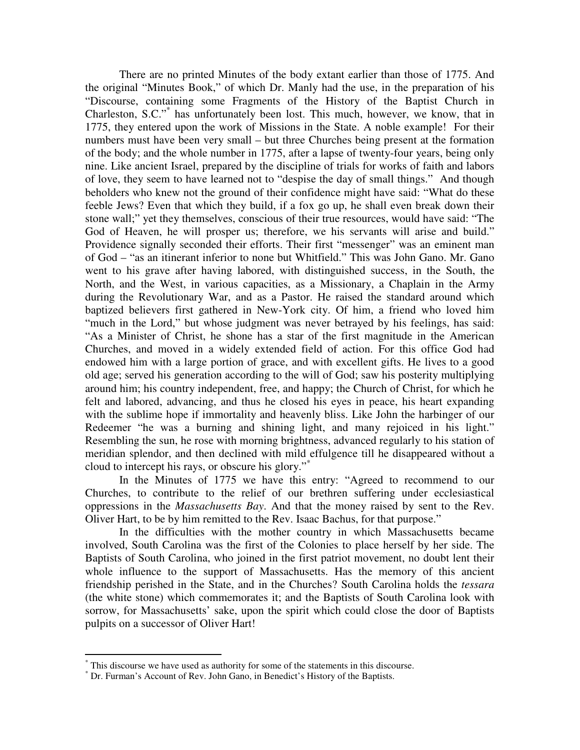There are no printed Minutes of the body extant earlier than those of 1775. And the original "Minutes Book," of which Dr. Manly had the use, in the preparation of his "Discourse, containing some Fragments of the History of the Baptist Church in Charleston, S.C."[*] has unfortunately been lost. This much, however, we know, that in 1775, they entered upon the work of Missions in the State. A noble example! For their numbers must have been very small – but three Churches being present at the formation of the body; and the whole number in 1775, after a lapse of twenty-four years, being only nine. Like ancient Israel, prepared by the discipline of trials for works of faith and labors of love, they seem to have learned not to "despise the day of small things." And though beholders who knew not the ground of their confidence might have said: "What do these feeble Jews? Even that which they build, if a fox go up, he shall even break down their stone wall;" yet they themselves, conscious of their true resources, would have said: "The God of Heaven, he will prosper us; therefore, we his servants will arise and build." Providence signally seconded their efforts. Their first "messenger" was an eminent man of God – "as an itinerant inferior to none but Whitfield." This was John Gano. Mr. Gano went to his grave after having labored, with distinguished success, in the South, the North, and the West, in various capacities, as a Missionary, a Chaplain in the Army during the Revolutionary War, and as a Pastor. He raised the standard around which baptized believers first gathered in New-York city. Of him, a friend who loved him "much in the Lord," but whose judgment was never betrayed by his feelings, has said: "As a Minister of Christ, he shone has a star of the first magnitude in the American Churches, and moved in a widely extended field of action. For this office God had endowed him with a large portion of grace, and with excellent gifts. He lives to a good old age; served his generation according to the will of God; saw his posterity multiplying around him; his country independent, free, and happy; the Church of Christ, for which he felt and labored, advancing, and thus he closed his eyes in peace, his heart expanding with the sublime hope if immortality and heavenly bliss. Like John the harbinger of our Redeemer "he was a burning and shining light, and many rejoiced in his light." Resembling the sun, he rose with morning brightness, advanced regularly to his station of meridian splendor, and then declined with mild effulgence till he disappeared without a cloud to intercept his rays, or obscure his glory."[*]

In the Minutes of 1775 we have this entry: "Agreed to recommend to our Churches, to contribute to the relief of our brethren suffering under ecclesiastical oppressions in the *Massachusetts Bay*. And that the money raised by sent to the Rev. Oliver Hart, to be by him remitted to the Rev. Isaac Bachus, for that purpose."

In the difficulties with the mother country in which Massachusetts became involved, South Carolina was the first of the Colonies to place herself by her side. The Baptists of South Carolina, who joined in the first patriot movement, no doubt lent their whole influence to the support of Massachusetts. Has the memory of this ancient friendship perished in the State, and in the Churches? South Carolina holds the *tessara* (the white stone) which commemorates it; and the Baptists of South Carolina look with sorrow, for Massachusetts' sake, upon the spirit which could close the door of Baptists pulpits on a successor of Oliver Hart!

---

[*] This discourse we have used as authority for some of the statements in this discourse.

[*] Dr. Furman's Account of Rev. John Gano, in Benedict's History of the Baptists.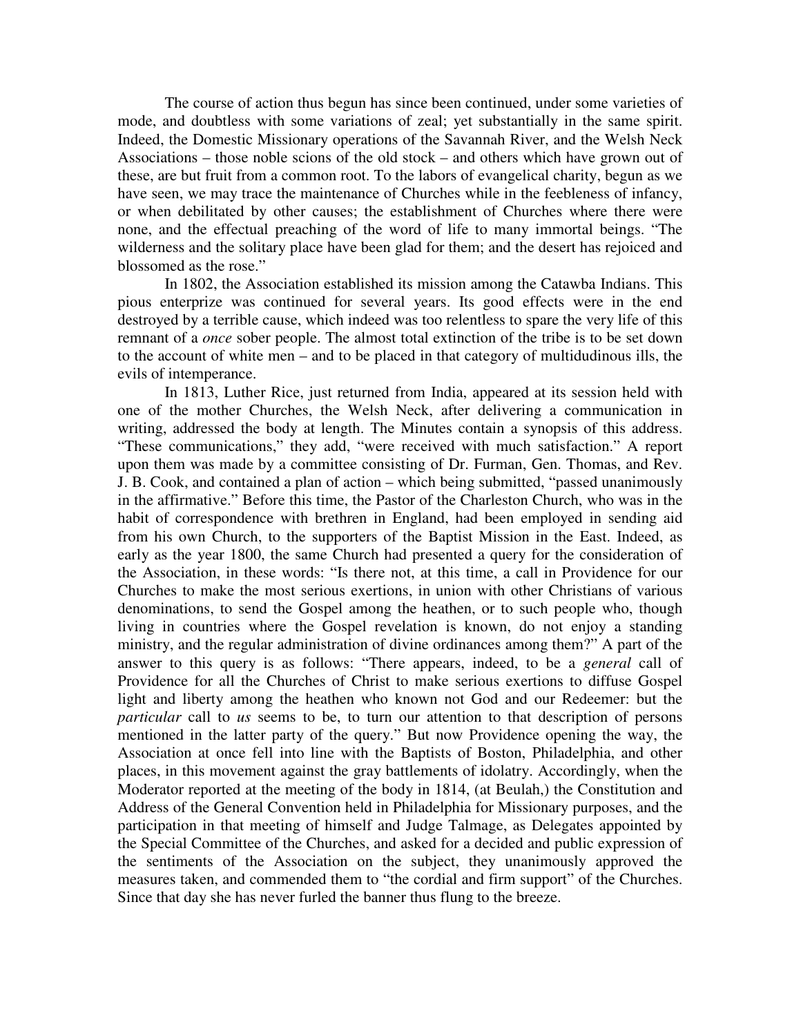The course of action thus begun has since been continued, under some varieties of mode, and doubtless with some variations of zeal; yet substantially in the same spirit. Indeed, the Domestic Missionary operations of the Savannah River, and the Welsh Neck Associations – those noble scions of the old stock – and others which have grown out of these, are but fruit from a common root. To the labors of evangelical charity, begun as we have seen, we may trace the maintenance of Churches while in the feebleness of infancy, or when debilitated by other causes; the establishment of Churches where there were none, and the effectual preaching of the word of life to many immortal beings. "The wilderness and the solitary place have been glad for them; and the desert has rejoiced and blossomed as the rose."

In 1802, the Association established its mission among the Catawba Indians. This pious enterprize was continued for several years. Its good effects were in the end destroyed by a terrible cause, which indeed was too relentless to spare the very life of this remnant of a *once* sober people. The almost total extinction of the tribe is to be set down to the account of white men – and to be placed in that category of multidudinous ills, the evils of intemperance.

In 1813, Luther Rice, just returned from India, appeared at its session held with one of the mother Churches, the Welsh Neck, after delivering a communication in writing, addressed the body at length. The Minutes contain a synopsis of this address. "These communications," they add, "were received with much satisfaction." A report upon them was made by a committee consisting of Dr. Furman, Gen. Thomas, and Rev. J. B. Cook, and contained a plan of action – which being submitted, "passed unanimously in the affirmative." Before this time, the Pastor of the Charleston Church, who was in the habit of correspondence with brethren in England, had been employed in sending aid from his own Church, to the supporters of the Baptist Mission in the East. Indeed, as early as the year 1800, the same Church had presented a query for the consideration of the Association, in these words: "Is there not, at this time, a call in Providence for our Churches to make the most serious exertions, in union with other Christians of various denominations, to send the Gospel among the heathen, or to such people who, though living in countries where the Gospel revelation is known, do not enjoy a standing ministry, and the regular administration of divine ordinances among them?" A part of the answer to this query is as follows: "There appears, indeed, to be a *general* call of Providence for all the Churches of Christ to make serious exertions to diffuse Gospel light and liberty among the heathen who known not God and our Redeemer: but the *particular* call to *us* seems to be, to turn our attention to that description of persons mentioned in the latter party of the query." But now Providence opening the way, the Association at once fell into line with the Baptists of Boston, Philadelphia, and other places, in this movement against the gray battlements of idolatry. Accordingly, when the Moderator reported at the meeting of the body in 1814, (at Beulah,) the Constitution and Address of the General Convention held in Philadelphia for Missionary purposes, and the participation in that meeting of himself and Judge Talmage, as Delegates appointed by the Special Committee of the Churches, and asked for a decided and public expression of the sentiments of the Association on the subject, they unanimously approved the measures taken, and commended them to "the cordial and firm support" of the Churches. Since that day she has never furled the banner thus flung to the breeze.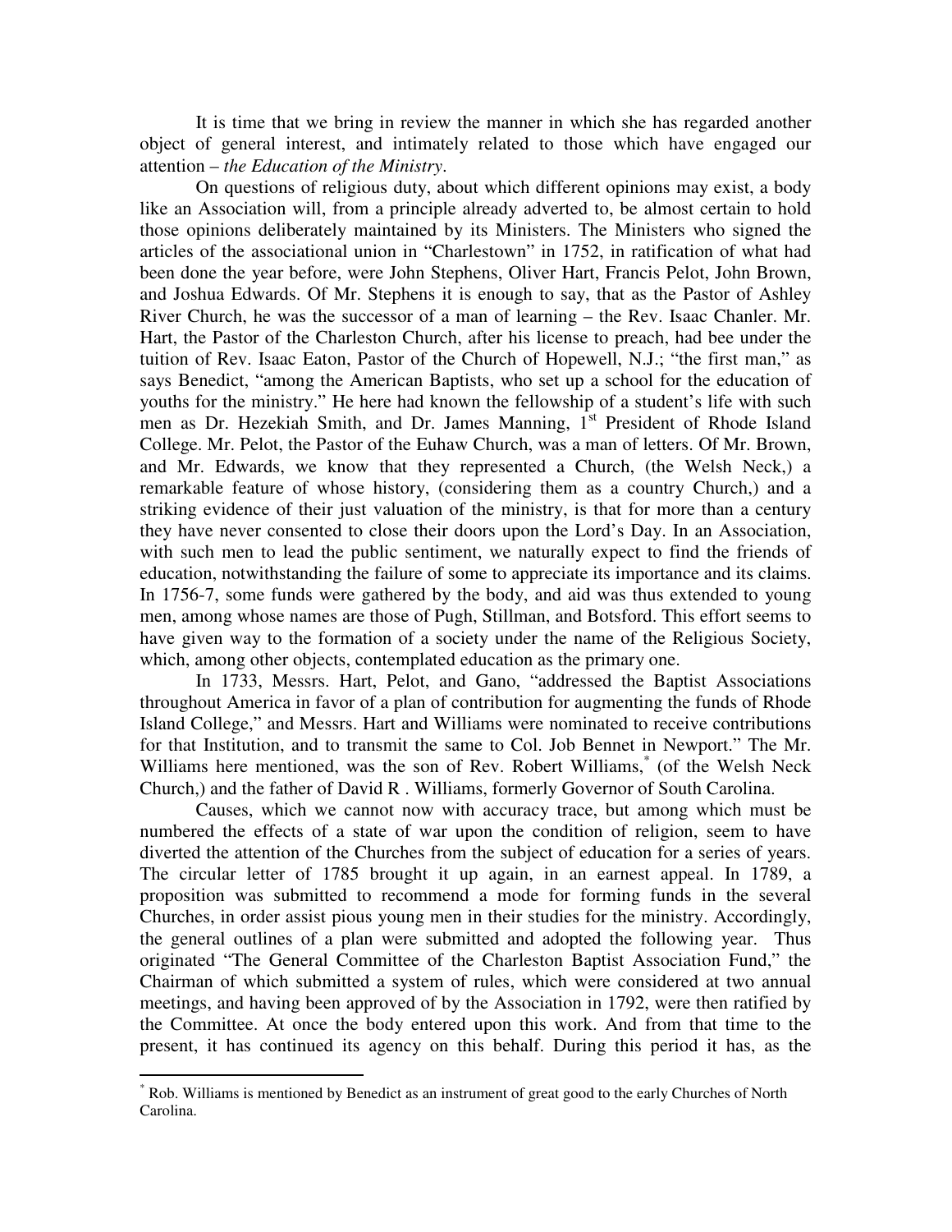It is time that we bring in review the manner in which she has regarded another object of general interest, and intimately related to those which have engaged our attention – *the Education of the Ministry*.

On questions of religious duty, about which different opinions may exist, a body like an Association will, from a principle already adverted to, be almost certain to hold those opinions deliberately maintained by its Ministers. The Ministers who signed the articles of the associational union in "Charlestown" in 1752, in ratification of what had been done the year before, were John Stephens, Oliver Hart, Francis Pelot, John Brown, and Joshua Edwards. Of Mr. Stephens it is enough to say, that as the Pastor of Ashley River Church, he was the successor of a man of learning – the Rev. Isaac Chanler. Mr. Hart, the Pastor of the Charleston Church, after his license to preach, had bee under the tuition of Rev. Isaac Eaton, Pastor of the Church of Hopewell, N.J.; "the first man," as says Benedict, "among the American Baptists, who set up a school for the education of youths for the ministry." He here had known the fellowship of a student's life with such men as Dr. Hezekiah Smith, and Dr. James Manning, 1st President of Rhode Island College. Mr. Pelot, the Pastor of the Euhaw Church, was a man of letters. Of Mr. Brown, and Mr. Edwards, we know that they represented a Church, (the Welsh Neck,) a remarkable feature of whose history, (considering them as a country Church,) and a striking evidence of their just valuation of the ministry, is that for more than a century they have never consented to close their doors upon the Lord's Day. In an Association, with such men to lead the public sentiment, we naturally expect to find the friends of education, notwithstanding the failure of some to appreciate its importance and its claims. In 1756-7, some funds were gathered by the body, and aid was thus extended to young men, among whose names are those of Pugh, Stillman, and Botsford. This effort seems to have given way to the formation of a society under the name of the Religious Society, which, among other objects, contemplated education as the primary one.

In 1733, Messrs. Hart, Pelot, and Gano, "addressed the Baptist Associations throughout America in favor of a plan of contribution for augmenting the funds of Rhode Island College," and Messrs. Hart and Williams were nominated to receive contributions for that Institution, and to transmit the same to Col. Job Bennet in Newport." The Mr. Williams here mentioned, was the son of Rev. Robert Williams,* (of the Welsh Neck Church,) and the father of David R . Williams, formerly Governor of South Carolina.

Causes, which we cannot now with accuracy trace, but among which must be numbered the effects of a state of war upon the condition of religion, seem to have diverted the attention of the Churches from the subject of education for a series of years. The circular letter of 1785 brought it up again, in an earnest appeal. In 1789, a proposition was submitted to recommend a mode for forming funds in the several Churches, in order assist pious young men in their studies for the ministry. Accordingly, the general outlines of a plan were submitted and adopted the following year. Thus originated "The General Committee of the Charleston Baptist Association Fund," the Chairman of which submitted a system of rules, which were considered at two annual meetings, and having been approved of by the Association in 1792, were then ratified by the Committee. At once the body entered upon this work. And from that time to the present, it has continued its agency on this behalf. During this period it has, as the

---

* Rob. Williams is mentioned by Benedict as an instrument of great good to the early Churches of North Carolina.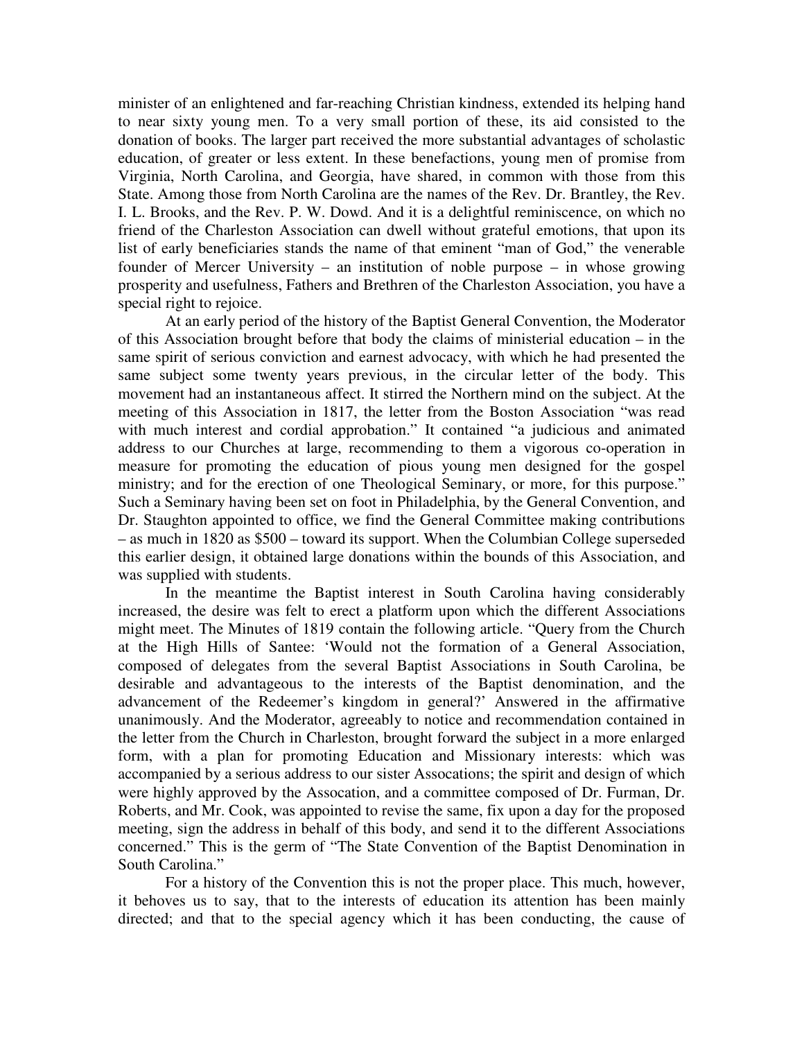minister of an enlightened and far-reaching Christian kindness, extended its helping hand to near sixty young men. To a very small portion of these, its aid consisted to the donation of books. The larger part received the more substantial advantages of scholastic education, of greater or less extent. In these benefactions, young men of promise from Virginia, North Carolina, and Georgia, have shared, in common with those from this State. Among those from North Carolina are the names of the Rev. Dr. Brantley, the Rev. I. L. Brooks, and the Rev. P. W. Dowd. And it is a delightful reminiscence, on which no friend of the Charleston Association can dwell without grateful emotions, that upon its list of early beneficiaries stands the name of that eminent "man of God," the venerable founder of Mercer University – an institution of noble purpose – in whose growing prosperity and usefulness, Fathers and Brethren of the Charleston Association, you have a special right to rejoice.

At an early period of the history of the Baptist General Convention, the Moderator of this Association brought before that body the claims of ministerial education – in the same spirit of serious conviction and earnest advocacy, with which he had presented the same subject some twenty years previous, in the circular letter of the body. This movement had an instantaneous affect. It stirred the Northern mind on the subject. At the meeting of this Association in 1817, the letter from the Boston Association "was read with much interest and cordial approbation." It contained "a judicious and animated address to our Churches at large, recommending to them a vigorous co-operation in measure for promoting the education of pious young men designed for the gospel ministry; and for the erection of one Theological Seminary, or more, for this purpose." Such a Seminary having been set on foot in Philadelphia, by the General Convention, and Dr. Staughton appointed to office, we find the General Committee making contributions – as much in 1820 as $500 – toward its support. When the Columbian College superseded this earlier design, it obtained large donations within the bounds of this Association, and was supplied with students.

In the meantime the Baptist interest in South Carolina having considerably increased, the desire was felt to erect a platform upon which the different Associations might meet. The Minutes of 1819 contain the following article. "Query from the Church at the High Hills of Santee: 'Would not the formation of a General Association, composed of delegates from the several Baptist Associations in South Carolina, be desirable and advantageous to the interests of the Baptist denomination, and the advancement of the Redeemer's kingdom in general?' Answered in the affirmative unanimously. And the Moderator, agreeably to notice and recommendation contained in the letter from the Church in Charleston, brought forward the subject in a more enlarged form, with a plan for promoting Education and Missionary interests: which was accompanied by a serious address to our sister Assocations; the spirit and design of which were highly approved by the Assocation, and a committee composed of Dr. Furman, Dr. Roberts, and Mr. Cook, was appointed to revise the same, fix upon a day for the proposed meeting, sign the address in behalf of this body, and send it to the different Associations concerned." This is the germ of "The State Convention of the Baptist Denomination in South Carolina."

For a history of the Convention this is not the proper place. This much, however, it behoves us to say, that to the interests of education its attention has been mainly directed; and that to the special agency which it has been conducting, the cause of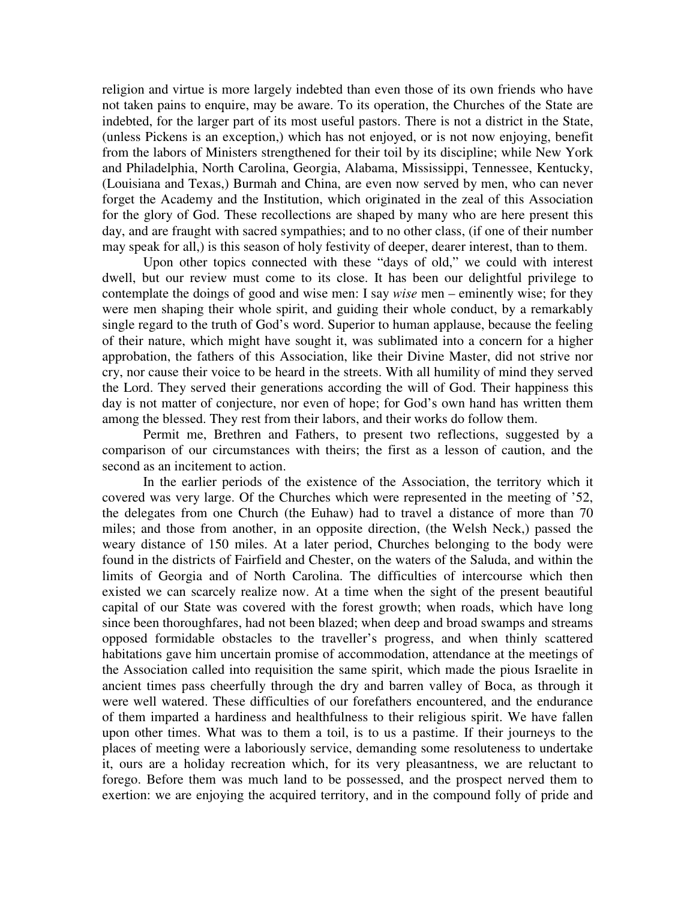religion and virtue is more largely indebted than even those of its own friends who have not taken pains to enquire, may be aware. To its operation, the Churches of the State are indebted, for the larger part of its most useful pastors. There is not a district in the State, (unless Pickens is an exception,) which has not enjoyed, or is not now enjoying, benefit from the labors of Ministers strengthened for their toil by its discipline; while New York and Philadelphia, North Carolina, Georgia, Alabama, Mississippi, Tennessee, Kentucky, (Louisiana and Texas,) Burmah and China, are even now served by men, who can never forget the Academy and the Institution, which originated in the zeal of this Association for the glory of God. These recollections are shaped by many who are here present this day, and are fraught with sacred sympathies; and to no other class, (if one of their number may speak for all,) is this season of holy festivity of deeper, dearer interest, than to them.

Upon other topics connected with these "days of old," we could with interest dwell, but our review must come to its close. It has been our delightful privilege to contemplate the doings of good and wise men: I say *wise* men – eminently wise; for they were men shaping their whole spirit, and guiding their whole conduct, by a remarkably single regard to the truth of God's word. Superior to human applause, because the feeling of their nature, which might have sought it, was sublimated into a concern for a higher approbation, the fathers of this Association, like their Divine Master, did not strive nor cry, nor cause their voice to be heard in the streets. With all humility of mind they served the Lord. They served their generations according the will of God. Their happiness this day is not matter of conjecture, nor even of hope; for God's own hand has written them among the blessed. They rest from their labors, and their works do follow them.

Permit me, Brethren and Fathers, to present two reflections, suggested by a comparison of our circumstances with theirs; the first as a lesson of caution, and the second as an incitement to action.

In the earlier periods of the existence of the Association, the territory which it covered was very large. Of the Churches which were represented in the meeting of '52, the delegates from one Church (the Euhaw) had to travel a distance of more than 70 miles; and those from another, in an opposite direction, (the Welsh Neck,) passed the weary distance of 150 miles. At a later period, Churches belonging to the body were found in the districts of Fairfield and Chester, on the waters of the Saluda, and within the limits of Georgia and of North Carolina. The difficulties of intercourse which then existed we can scarcely realize now. At a time when the sight of the present beautiful capital of our State was covered with the forest growth; when roads, which have long since been thoroughfares, had not been blazed; when deep and broad swamps and streams opposed formidable obstacles to the traveller's progress, and when thinly scattered habitations gave him uncertain promise of accommodation, attendance at the meetings of the Association called into requisition the same spirit, which made the pious Israelite in ancient times pass cheerfully through the dry and barren valley of Boca, as through it were well watered. These difficulties of our forefathers encountered, and the endurance of them imparted a hardiness and healthfulness to their religious spirit. We have fallen upon other times. What was to them a toil, is to us a pastime. If their journeys to the places of meeting were a laboriously service, demanding some resoluteness to undertake it, ours are a holiday recreation which, for its very pleasantness, we are reluctant to forego. Before them was much land to be possessed, and the prospect nerved them to exertion: we are enjoying the acquired territory, and in the compound folly of pride and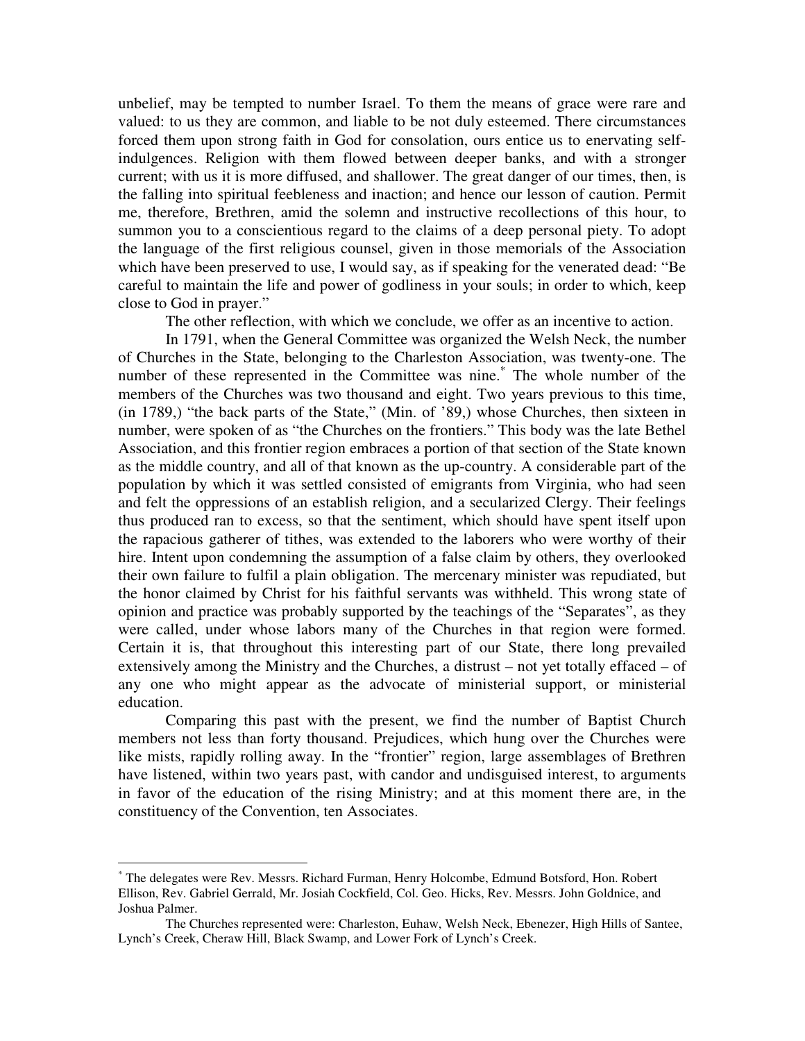unbelief, may be tempted to number Israel. To them the means of grace were rare and valued: to us they are common, and liable to be not duly esteemed. There circumstances forced them upon strong faith in God for consolation, ours entice us to enervating self-indulgences. Religion with them flowed between deeper banks, and with a stronger current; with us it is more diffused, and shallower. The great danger of our times, then, is the falling into spiritual feebleness and inaction; and hence our lesson of caution. Permit me, therefore, Brethren, amid the solemn and instructive recollections of this hour, to summon you to a conscientious regard to the claims of a deep personal piety. To adopt the language of the first religious counsel, given in those memorials of the Association which have been preserved to use, I would say, as if speaking for the venerated dead: "Be careful to maintain the life and power of godliness in your souls; in order to which, keep close to God in prayer."

The other reflection, with which we conclude, we offer as an incentive to action.

In 1791, when the General Committee was organized the Welsh Neck, the number of Churches in the State, belonging to the Charleston Association, was twenty-one. The number of these represented in the Committee was nine.* The whole number of the members of the Churches was two thousand and eight. Two years previous to this time, (in 1789,) "the back parts of the State," (Min. of '89,) whose Churches, then sixteen in number, were spoken of as "the Churches on the frontiers." This body was the late Bethel Association, and this frontier region embraces a portion of that section of the State known as the middle country, and all of that known as the up-country. A considerable part of the population by which it was settled consisted of emigrants from Virginia, who had seen and felt the oppressions of an establish religion, and a secularized Clergy. Their feelings thus produced ran to excess, so that the sentiment, which should have spent itself upon the rapacious gatherer of tithes, was extended to the laborers who were worthy of their hire. Intent upon condemning the assumption of a false claim by others, they overlooked their own failure to fulfil a plain obligation. The mercenary minister was repudiated, but the honor claimed by Christ for his faithful servants was withheld. This wrong state of opinion and practice was probably supported by the teachings of the "Separates", as they were called, under whose labors many of the Churches in that region were formed. Certain it is, that throughout this interesting part of our State, there long prevailed extensively among the Ministry and the Churches, a distrust – not yet totally effaced – of any one who might appear as the advocate of ministerial support, or ministerial education.

Comparing this past with the present, we find the number of Baptist Church members not less than forty thousand. Prejudices, which hung over the Churches were like mists, rapidly rolling away. In the "frontier" region, large assemblages of Brethren have listened, within two years past, with candor and undisguised interest, to arguments in favor of the education of the rising Ministry; and at this moment there are, in the constituency of the Convention, ten Associates.

---

* The delegates were Rev. Messrs. Richard Furman, Henry Holcombe, Edmund Botsford, Hon. Robert Ellison, Rev. Gabriel Gerrald, Mr. Josiah Cockfield, Col. Geo. Hicks, Rev. Messrs. John Goldnice, and Joshua Palmer.

The Churches represented were: Charleston, Euhaw, Welsh Neck, Ebenezer, High Hills of Santee, Lynch's Creek, Cheraw Hill, Black Swamp, and Lower Fork of Lynch's Creek.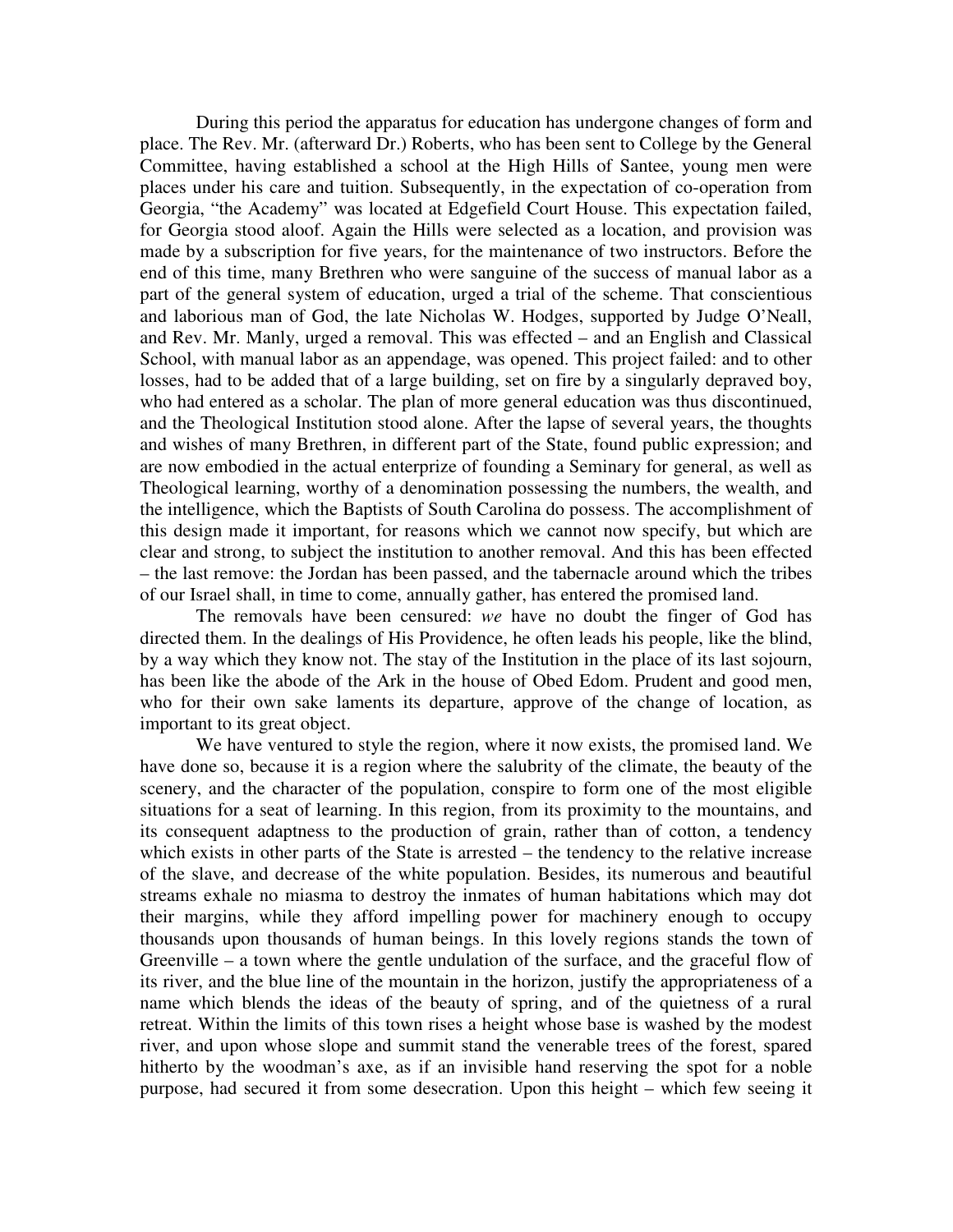During this period the apparatus for education has undergone changes of form and place. The Rev. Mr. (afterward Dr.) Roberts, who has been sent to College by the General Committee, having established a school at the High Hills of Santee, young men were places under his care and tuition. Subsequently, in the expectation of co-operation from Georgia, "the Academy" was located at Edgefield Court House. This expectation failed, for Georgia stood aloof. Again the Hills were selected as a location, and provision was made by a subscription for five years, for the maintenance of two instructors. Before the end of this time, many Brethren who were sanguine of the success of manual labor as a part of the general system of education, urged a trial of the scheme. That conscientious and laborious man of God, the late Nicholas W. Hodges, supported by Judge O'Neall, and Rev. Mr. Manly, urged a removal. This was effected – and an English and Classical School, with manual labor as an appendage, was opened. This project failed: and to other losses, had to be added that of a large building, set on fire by a singularly depraved boy, who had entered as a scholar. The plan of more general education was thus discontinued, and the Theological Institution stood alone. After the lapse of several years, the thoughts and wishes of many Brethren, in different part of the State, found public expression; and are now embodied in the actual enterprize of founding a Seminary for general, as well as Theological learning, worthy of a denomination possessing the numbers, the wealth, and the intelligence, which the Baptists of South Carolina do possess. The accomplishment of this design made it important, for reasons which we cannot now specify, but which are clear and strong, to subject the institution to another removal. And this has been effected – the last remove: the Jordan has been passed, and the tabernacle around which the tribes of our Israel shall, in time to come, annually gather, has entered the promised land.

The removals have been censured: *we* have no doubt the finger of God has directed them. In the dealings of His Providence, he often leads his people, like the blind, by a way which they know not. The stay of the Institution in the place of its last sojourn, has been like the abode of the Ark in the house of Obed Edom. Prudent and good men, who for their own sake laments its departure, approve of the change of location, as important to its great object.

We have ventured to style the region, where it now exists, the promised land. We have done so, because it is a region where the salubrity of the climate, the beauty of the scenery, and the character of the population, conspire to form one of the most eligible situations for a seat of learning. In this region, from its proximity to the mountains, and its consequent adaptness to the production of grain, rather than of cotton, a tendency which exists in other parts of the State is arrested – the tendency to the relative increase of the slave, and decrease of the white population. Besides, its numerous and beautiful streams exhale no miasma to destroy the inmates of human habitations which may dot their margins, while they afford impelling power for machinery enough to occupy thousands upon thousands of human beings. In this lovely regions stands the town of Greenville – a town where the gentle undulation of the surface, and the graceful flow of its river, and the blue line of the mountain in the horizon, justify the appropriateness of a name which blends the ideas of the beauty of spring, and of the quietness of a rural retreat. Within the limits of this town rises a height whose base is washed by the modest river, and upon whose slope and summit stand the venerable trees of the forest, spared hitherto by the woodman's axe, as if an invisible hand reserving the spot for a noble purpose, had secured it from some desecration. Upon this height – which few seeing it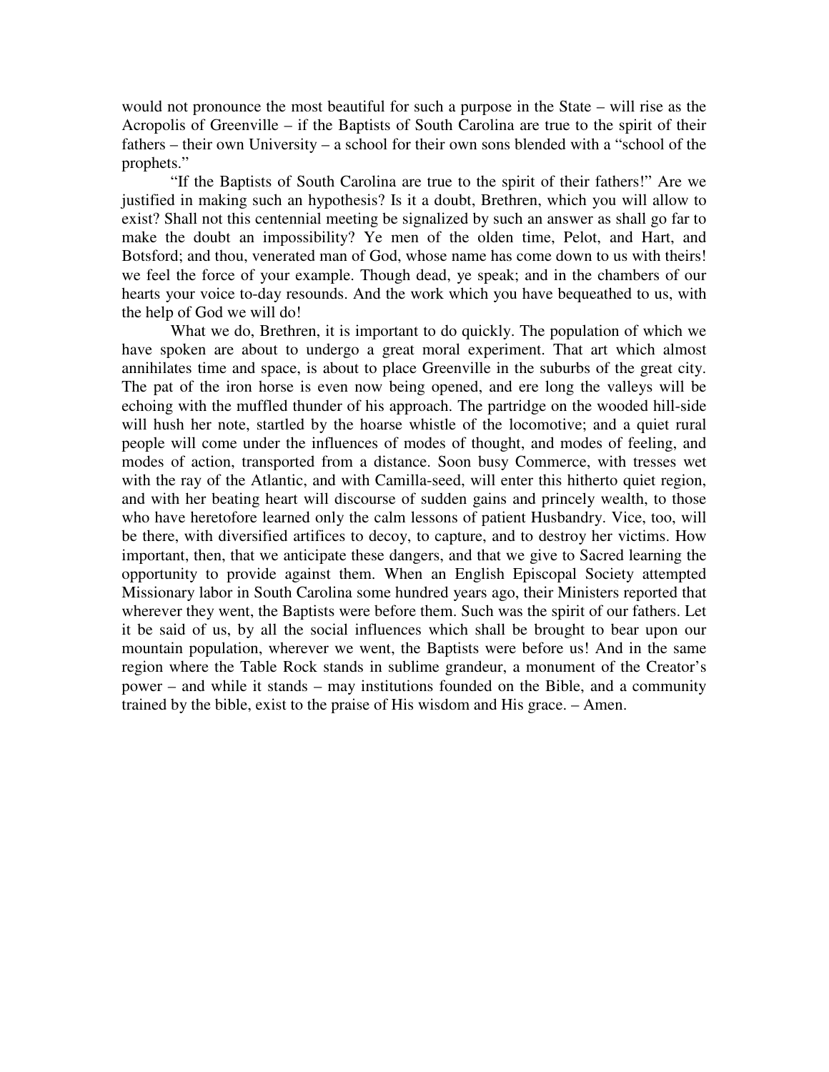would not pronounce the most beautiful for such a purpose in the State – will rise as the Acropolis of Greenville – if the Baptists of South Carolina are true to the spirit of their fathers – their own University – a school for their own sons blended with a "school of the prophets."

"If the Baptists of South Carolina are true to the spirit of their fathers!" Are we justified in making such an hypothesis? Is it a doubt, Brethren, which you will allow to exist? Shall not this centennial meeting be signalized by such an answer as shall go far to make the doubt an impossibility? Ye men of the olden time, Pelot, and Hart, and Botsford; and thou, venerated man of God, whose name has come down to us with theirs! we feel the force of your example. Though dead, ye speak; and in the chambers of our hearts your voice to-day resounds. And the work which you have bequeathed to us, with the help of God we will do!

What we do, Brethren, it is important to do quickly. The population of which we have spoken are about to undergo a great moral experiment. That art which almost annihilates time and space, is about to place Greenville in the suburbs of the great city. The pat of the iron horse is even now being opened, and ere long the valleys will be echoing with the muffled thunder of his approach. The partridge on the wooded hill-side will hush her note, startled by the hoarse whistle of the locomotive; and a quiet rural people will come under the influences of modes of thought, and modes of feeling, and modes of action, transported from a distance. Soon busy Commerce, with tresses wet with the ray of the Atlantic, and with Camilla-seed, will enter this hitherto quiet region, and with her beating heart will discourse of sudden gains and princely wealth, to those who have heretofore learned only the calm lessons of patient Husbandry. Vice, too, will be there, with diversified artifices to decoy, to capture, and to destroy her victims. How important, then, that we anticipate these dangers, and that we give to Sacred learning the opportunity to provide against them. When an English Episcopal Society attempted Missionary labor in South Carolina some hundred years ago, their Ministers reported that wherever they went, the Baptists were before them. Such was the spirit of our fathers. Let it be said of us, by all the social influences which shall be brought to bear upon our mountain population, wherever we went, the Baptists were before us! And in the same region where the Table Rock stands in sublime grandeur, a monument of the Creator's power – and while it stands – may institutions founded on the Bible, and a community trained by the bible, exist to the praise of His wisdom and His grace. – Amen.